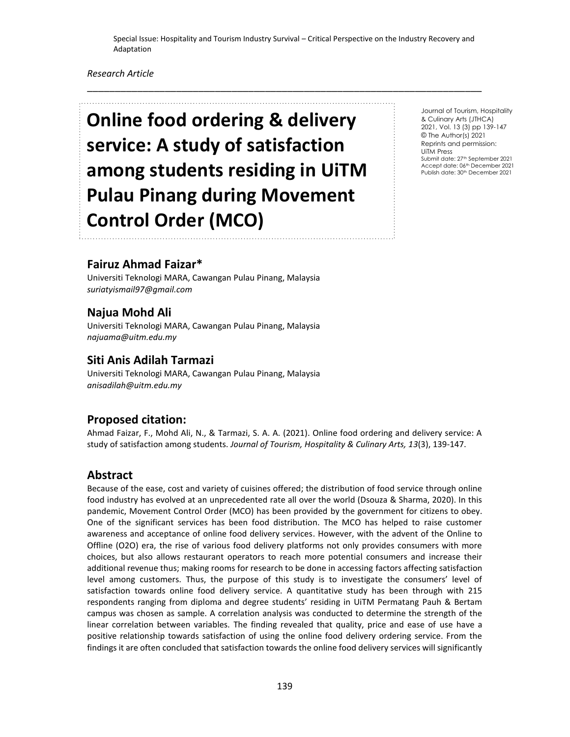Special Issue: Hospitality and Tourism Industry Survival – Critical Perspective on the Industry Recovery and Adaptation

*Research Article*

# Online food ordering & delivery service: A study of satisfaction among students residing in UiTM Pulau Pinang during Movement Control Order (MCO)

Journal of Tourism, Hospitality & Culinary Arts (JTHCA)
2021, Vol. 13 (3) pp 139-147
© The Author(s) 2021
Reprints and permission: UiTM Press
Submit date: 27th September 2021
Accept date: 06th December 2021
Publish date: 30th December 2021

## Fairuz Ahmad Faizar*

Universiti Teknologi MARA, Cawangan Pulau Pinang, Malaysia
*suriatyismail97@gmail.com*

## Najua Mohd Ali

Universiti Teknologi MARA, Cawangan Pulau Pinang, Malaysia
*najuama@uitm.edu.my*

## Siti Anis Adilah Tarmazi

Universiti Teknologi MARA, Cawangan Pulau Pinang, Malaysia
*anisadilah@uitm.edu.my*

## Proposed citation:

Ahmad Faizar, F., Mohd Ali, N., & Tarmazi, S. A. A. (2021). Online food ordering and delivery service: A study of satisfaction among students. *Journal of Tourism, Hospitality & Culinary Arts, 13*(3), 139-147.

## Abstract

Because of the ease, cost and variety of cuisines offered; the distribution of food service through online food industry has evolved at an unprecedented rate all over the world (Dsouza & Sharma, 2020). In this pandemic, Movement Control Order (MCO) has been provided by the government for citizens to obey. One of the significant services has been food distribution. The MCO has helped to raise customer awareness and acceptance of online food delivery services. However, with the advent of the Online to Offline (O2O) era, the rise of various food delivery platforms not only provides consumers with more choices, but also allows restaurant operators to reach more potential consumers and increase their additional revenue thus; making rooms for research to be done in accessing factors affecting satisfaction level among customers. Thus, the purpose of this study is to investigate the consumers' level of satisfaction towards online food delivery service. A quantitative study has been through with 215 respondents ranging from diploma and degree students' residing in UiTM Permatang Pauh & Bertam campus was chosen as sample. A correlation analysis was conducted to determine the strength of the linear correlation between variables. The finding revealed that quality, price and ease of use have a positive relationship towards satisfaction of using the online food delivery ordering service. From the findings it are often concluded that satisfaction towards the online food delivery services will significantly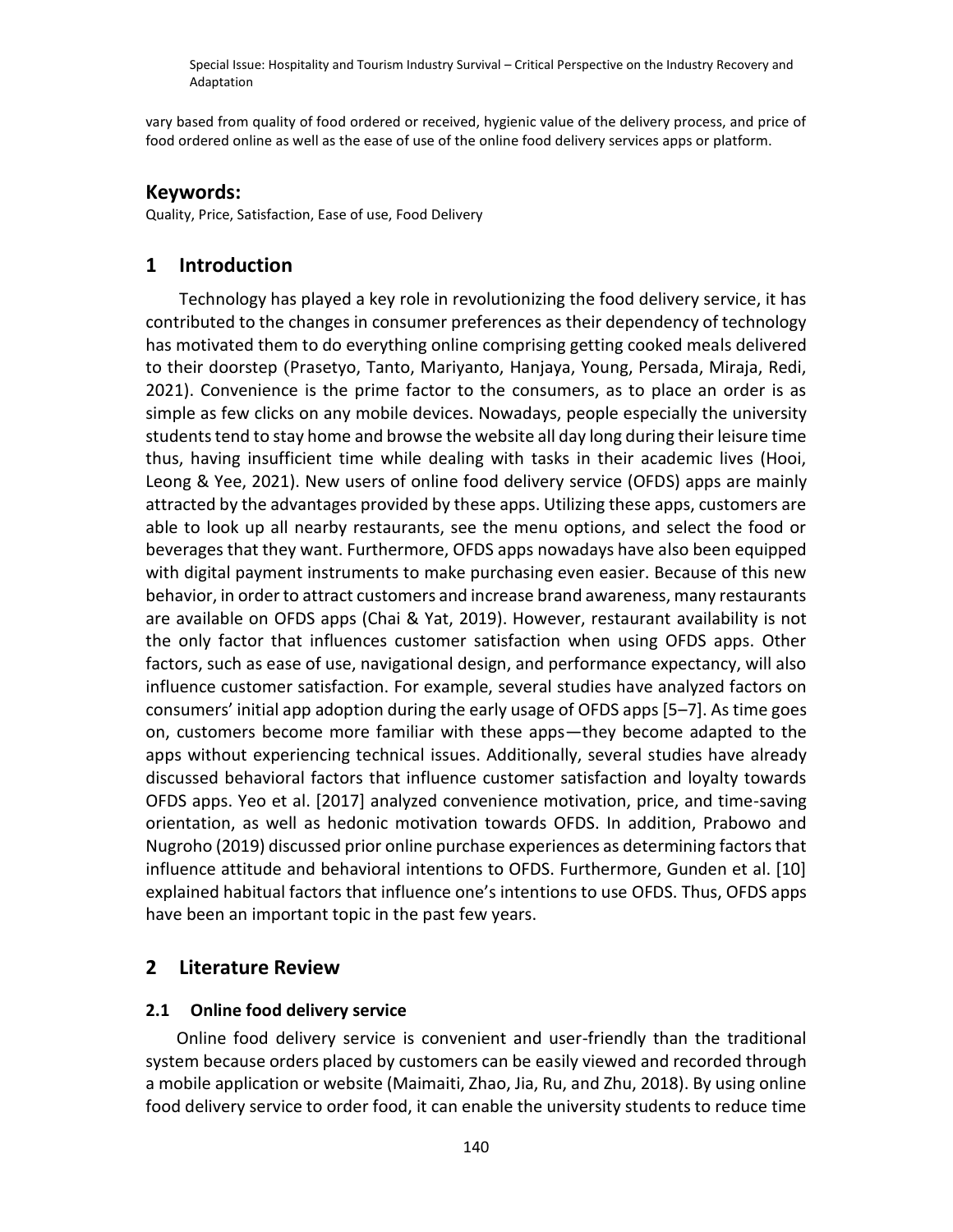vary based from quality of food ordered or received, hygienic value of the delivery process, and price of food ordered online as well as the ease of use of the online food delivery services apps or platform.

## Keywords:

Quality, Price, Satisfaction, Ease of use, Food Delivery

# 1 Introduction

Technology has played a key role in revolutionizing the food delivery service, it has contributed to the changes in consumer preferences as their dependency of technology has motivated them to do everything online comprising getting cooked meals delivered to their doorstep (Prasetyo, Tanto, Mariyanto, Hanjaya, Young, Persada, Miraja, Redi, 2021). Convenience is the prime factor to the consumers, as to place an order is as simple as few clicks on any mobile devices. Nowadays, people especially the university students tend to stay home and browse the website all day long during their leisure time thus, having insufficient time while dealing with tasks in their academic lives (Hooi, Leong & Yee, 2021). New users of online food delivery service (OFDS) apps are mainly attracted by the advantages provided by these apps. Utilizing these apps, customers are able to look up all nearby restaurants, see the menu options, and select the food or beverages that they want. Furthermore, OFDS apps nowadays have also been equipped with digital payment instruments to make purchasing even easier. Because of this new behavior, in order to attract customers and increase brand awareness, many restaurants are available on OFDS apps (Chai & Yat, 2019). However, restaurant availability is not the only factor that influences customer satisfaction when using OFDS apps. Other factors, such as ease of use, navigational design, and performance expectancy, will also influence customer satisfaction. For example, several studies have analyzed factors on consumers' initial app adoption during the early usage of OFDS apps [5–7]. As time goes on, customers become more familiar with these apps—they become adapted to the apps without experiencing technical issues. Additionally, several studies have already discussed behavioral factors that influence customer satisfaction and loyalty towards OFDS apps. Yeo et al. [2017] analyzed convenience motivation, price, and time-saving orientation, as well as hedonic motivation towards OFDS. In addition, Prabowo and Nugroho (2019) discussed prior online purchase experiences as determining factors that influence attitude and behavioral intentions to OFDS. Furthermore, Gunden et al. [10] explained habitual factors that influence one's intentions to use OFDS. Thus, OFDS apps have been an important topic in the past few years.

# 2 Literature Review

## 2.1 Online food delivery service

Online food delivery service is convenient and user-friendly than the traditional system because orders placed by customers can be easily viewed and recorded through a mobile application or website (Maimaiti, Zhao, Jia, Ru, and Zhu, 2018). By using online food delivery service to order food, it can enable the university students to reduce time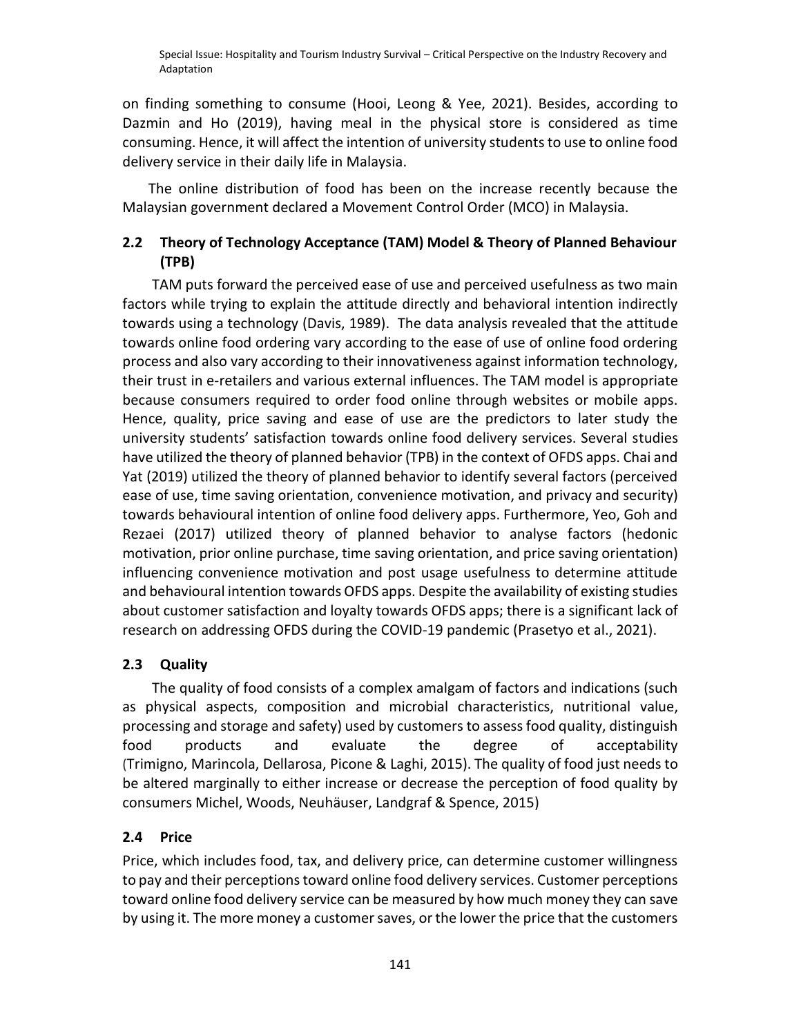on finding something to consume (Hooi, Leong & Yee, 2021). Besides, according to Dazmin and Ho (2019), having meal in the physical store is considered as time consuming. Hence, it will affect the intention of university students to use to online food delivery service in their daily life in Malaysia.

The online distribution of food has been on the increase recently because the Malaysian government declared a Movement Control Order (MCO) in Malaysia.

## 2.2 Theory of Technology Acceptance (TAM) Model & Theory of Planned Behaviour (TPB)

TAM puts forward the perceived ease of use and perceived usefulness as two main factors while trying to explain the attitude directly and behavioral intention indirectly towards using a technology (Davis, 1989). The data analysis revealed that the attitude towards online food ordering vary according to the ease of use of online food ordering process and also vary according to their innovativeness against information technology, their trust in e-retailers and various external influences. The TAM model is appropriate because consumers required to order food online through websites or mobile apps. Hence, quality, price saving and ease of use are the predictors to later study the university students' satisfaction towards online food delivery services. Several studies have utilized the theory of planned behavior (TPB) in the context of OFDS apps. Chai and Yat (2019) utilized the theory of planned behavior to identify several factors (perceived ease of use, time saving orientation, convenience motivation, and privacy and security) towards behavioural intention of online food delivery apps. Furthermore, Yeo, Goh and Rezaei (2017) utilized theory of planned behavior to analyse factors (hedonic motivation, prior online purchase, time saving orientation, and price saving orientation) influencing convenience motivation and post usage usefulness to determine attitude and behavioural intention towards OFDS apps. Despite the availability of existing studies about customer satisfaction and loyalty towards OFDS apps; there is a significant lack of research on addressing OFDS during the COVID-19 pandemic (Prasetyo et al., 2021).

## 2.3 Quality

The quality of food consists of a complex amalgam of factors and indications (such as physical aspects, composition and microbial characteristics, nutritional value, processing and storage and safety) used by customers to assess food quality, distinguish food products and evaluate the degree of acceptability (Trimigno, Marincola, Dellarosa, Picone & Laghi, 2015). The quality of food just needs to be altered marginally to either increase or decrease the perception of food quality by consumers Michel, Woods, Neuhäuser, Landgraf & Spence, 2015)

## 2.4 Price

Price, which includes food, tax, and delivery price, can determine customer willingness to pay and their perceptions toward online food delivery services. Customer perceptions toward online food delivery service can be measured by how much money they can save by using it. The more money a customer saves, or the lower the price that the customers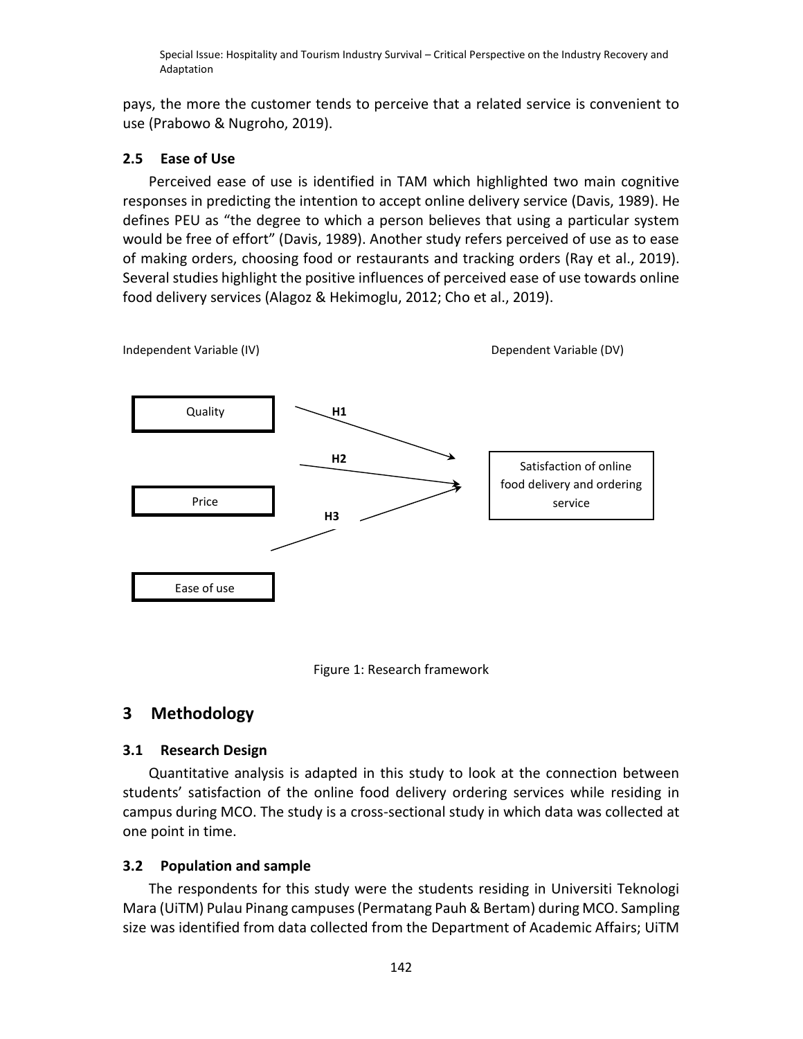pays, the more the customer tends to perceive that a related service is convenient to use (Prabowo & Nugroho, 2019).

### 2.5 Ease of Use

Perceived ease of use is identified in TAM which highlighted two main cognitive responses in predicting the intention to accept online delivery service (Davis, 1989). He defines PEU as "the degree to which a person believes that using a particular system would be free of effort" (Davis, 1989). Another study refers perceived of use as to ease of making orders, choosing food or restaurants and tracking orders (Ray et al., 2019). Several studies highlight the positive influences of perceived ease of use towards online food delivery services (Alagoz & Hekimoglu, 2012; Cho et al., 2019).

Independent Variable (IV)

Dependent Variable (DV)

Quality

H1

H2

Satisfaction of online food delivery and ordering service

Price

H3

Ease of use

Figure 1: Research framework

## 3 Methodology

### 3.1 Research Design

Quantitative analysis is adapted in this study to look at the connection between students' satisfaction of the online food delivery ordering services while residing in campus during MCO. The study is a cross-sectional study in which data was collected at one point in time.

### 3.2 Population and sample

The respondents for this study were the students residing in Universiti Teknologi Mara (UiTM) Pulau Pinang campuses (Permatang Pauh & Bertam) during MCO. Sampling size was identified from data collected from the Department of Academic Affairs; UiTM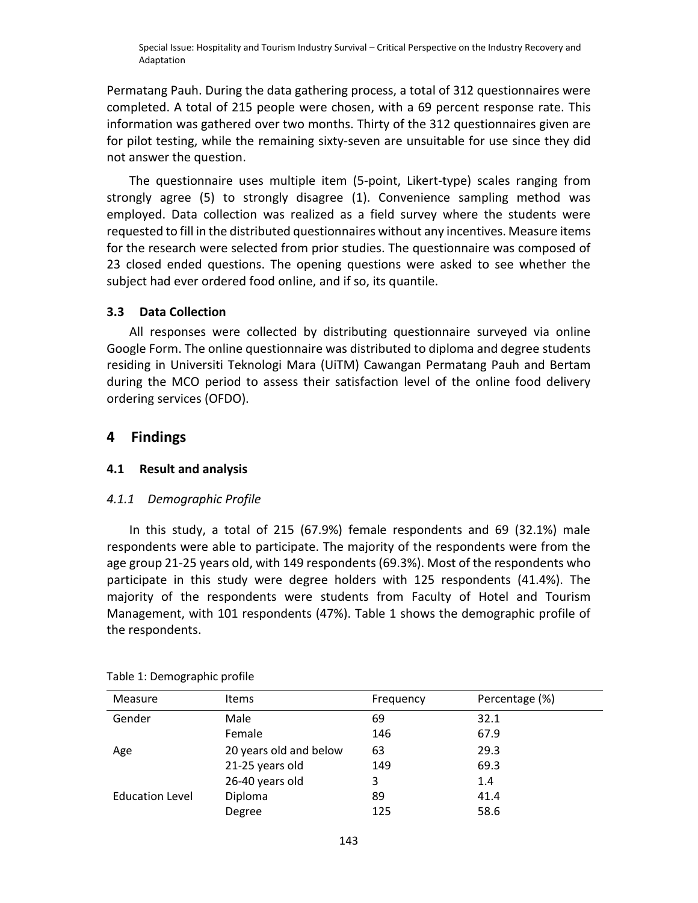Permatang Pauh. During the data gathering process, a total of 312 questionnaires were completed. A total of 215 people were chosen, with a 69 percent response rate. This information was gathered over two months. Thirty of the 312 questionnaires given are for pilot testing, while the remaining sixty-seven are unsuitable for use since they did not answer the question.

The questionnaire uses multiple item (5-point, Likert-type) scales ranging from strongly agree (5) to strongly disagree (1). Convenience sampling method was employed. Data collection was realized as a field survey where the students were requested to fill in the distributed questionnaires without any incentives. Measure items for the research were selected from prior studies. The questionnaire was composed of 23 closed ended questions. The opening questions were asked to see whether the subject had ever ordered food online, and if so, its quantile.

### 3.3 Data Collection

All responses were collected by distributing questionnaire surveyed via online Google Form. The online questionnaire was distributed to diploma and degree students residing in Universiti Teknologi Mara (UiTM) Cawangan Permatang Pauh and Bertam during the MCO period to assess their satisfaction level of the online food delivery ordering services (OFDO).

## 4 Findings

### 4.1 Result and analysis

#### *4.1.1 Demographic Profile*

In this study, a total of 215 (67.9%) female respondents and 69 (32.1%) male respondents were able to participate. The majority of the respondents were from the age group 21-25 years old, with 149 respondents (69.3%). Most of the respondents who participate in this study were degree holders with 125 respondents (41.4%). The majority of the respondents were students from Faculty of Hotel and Tourism Management, with 101 respondents (47%). Table 1 shows the demographic profile of the respondents.

Table 1: Demographic profile

| Measure | Items | Frequency | Percentage (%) |
|---|---|---|---|
| Gender | Male | 69 | 32.1 |
| | Female | 146 | 67.9 |
| Age | 20 years old and below | 63 | 29.3 |
| | 21-25 years old | 149 | 69.3 |
| | 26-40 years old | 3 | 1.4 |
| Education Level | Diploma | 89 | 41.4 |
| | Degree | 125 | 58.6 |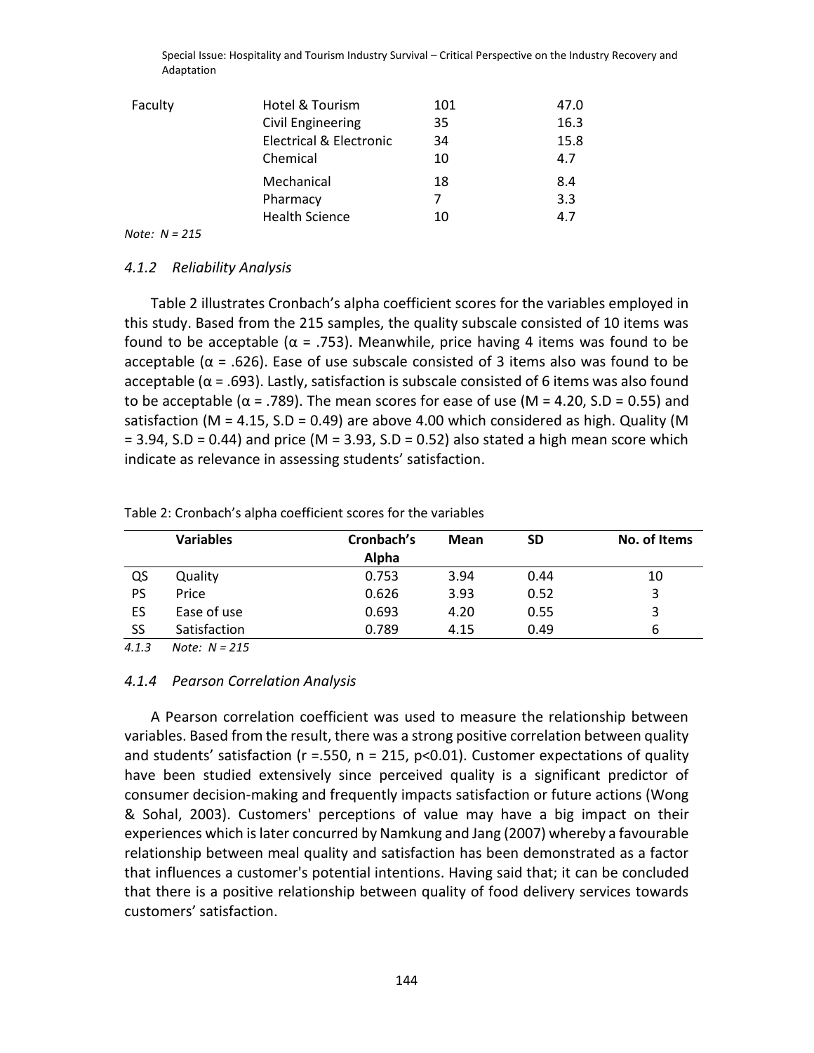| Faculty | Hotel & Tourism | 101 | 47.0 |
| --- | --- | --- | --- |
| | Civil Engineering | 35 | 16.3 |
| | Electrical & Electronic | 34 | 15.8 |
| | Chemical | 10 | 4.7 |
| | Mechanical | 18 | 8.4 |
| | Pharmacy | 7 | 3.3 |
| | Health Science | 10 | 4.7 |

*Note: N = 215*

#### *4.1.2 Reliability Analysis*

Table 2 illustrates Cronbach's alpha coefficient scores for the variables employed in this study. Based from the 215 samples, the quality subscale consisted of 10 items was found to be acceptable (α = .753). Meanwhile, price having 4 items was found to be acceptable (α = .626). Ease of use subscale consisted of 3 items also was found to be acceptable (α = .693). Lastly, satisfaction is subscale consisted of 6 items was also found to be acceptable (α = .789). The mean scores for ease of use (M = 4.20, S.D = 0.55) and satisfaction (M = 4.15, S.D = 0.49) are above 4.00 which considered as high. Quality (M = 3.94, S.D = 0.44) and price (M = 3.93, S.D = 0.52) also stated a high mean score which indicate as relevance in assessing students' satisfaction.

Table 2: Cronbach's alpha coefficient scores for the variables

| | Variables | Cronbach's Alpha | Mean | SD | No. of Items |
| --- | --- | --- | --- | --- | --- |
| QS | Quality | 0.753 | 3.94 | 0.44 | 10 |
| PS | Price | 0.626 | 3.93 | 0.52 | 3 |
| ES | Ease of use | 0.693 | 4.20 | 0.55 | 3 |
| SS | Satisfaction | 0.789 | 4.15 | 0.49 | 6 |

*4.1.3 Note: N = 215*

#### *4.1.4 Pearson Correlation Analysis*

A Pearson correlation coefficient was used to measure the relationship between variables. Based from the result, there was a strong positive correlation between quality and students' satisfaction (r =.550, n = 215, p<0.01). Customer expectations of quality have been studied extensively since perceived quality is a significant predictor of consumer decision-making and frequently impacts satisfaction or future actions (Wong & Sohal, 2003). Customers' perceptions of value may have a big impact on their experiences which is later concurred by Namkung and Jang (2007) whereby a favourable relationship between meal quality and satisfaction has been demonstrated as a factor that influences a customer's potential intentions. Having said that; it can be concluded that there is a positive relationship between quality of food delivery services towards customers' satisfaction.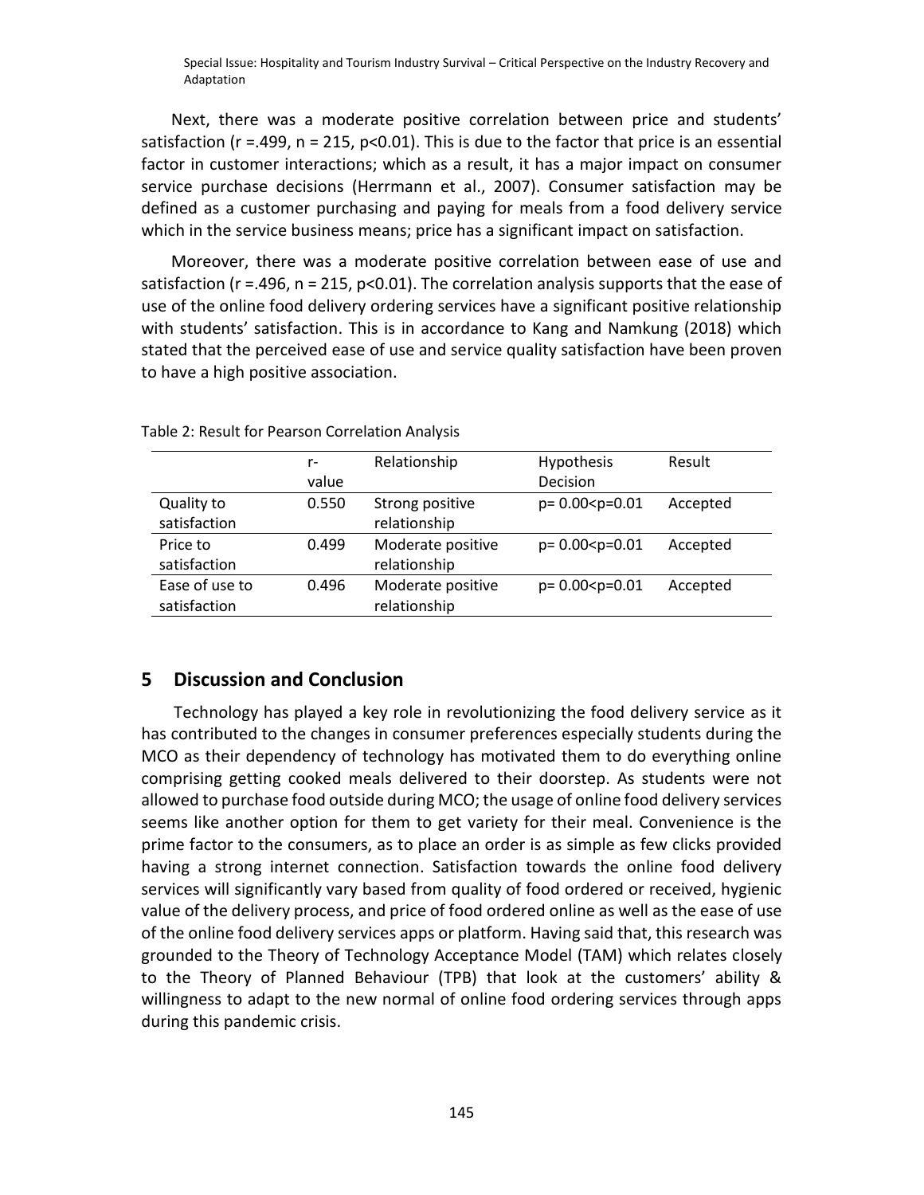Next, there was a moderate positive correlation between price and students' satisfaction ($r = .499$, $n = 215$, $p<0.01$). This is due to the factor that price is an essential factor in customer interactions; which as a result, it has a major impact on consumer service purchase decisions (Herrmann et al., 2007). Consumer satisfaction may be defined as a customer purchasing and paying for meals from a food delivery service which in the service business means; price has a significant impact on satisfaction.

Moreover, there was a moderate positive correlation between ease of use and satisfaction ($r = .496$, $n = 215$, $p<0.01$). The correlation analysis supports that the ease of use of the online food delivery ordering services have a significant positive relationship with students' satisfaction. This is in accordance to Kang and Namkung (2018) which stated that the perceived ease of use and service quality satisfaction have been proven to have a high positive association.

Table 2: Result for Pearson Correlation Analysis

| | r-value | Relationship | Hypothesis Decision | Result |
|---|---|---|---|---|
| Quality to satisfaction | 0.550 | Strong positive relationship | $p= 0.00<p=0.01$ | Accepted |
| Price to satisfaction | 0.499 | Moderate positive relationship | $p= 0.00<p=0.01$ | Accepted |
| Ease of use to satisfaction | 0.496 | Moderate positive relationship | $p= 0.00<p=0.01$ | Accepted |

## 5 Discussion and Conclusion

Technology has played a key role in revolutionizing the food delivery service as it has contributed to the changes in consumer preferences especially students during the MCO as their dependency of technology has motivated them to do everything online comprising getting cooked meals delivered to their doorstep. As students were not allowed to purchase food outside during MCO; the usage of online food delivery services seems like another option for them to get variety for their meal. Convenience is the prime factor to the consumers, as to place an order is as simple as few clicks provided having a strong internet connection. Satisfaction towards the online food delivery services will significantly vary based from quality of food ordered or received, hygienic value of the delivery process, and price of food ordered online as well as the ease of use of the online food delivery services apps or platform. Having said that, this research was grounded to the Theory of Technology Acceptance Model (TAM) which relates closely to the Theory of Planned Behaviour (TPB) that look at the customers' ability & willingness to adapt to the new normal of online food ordering services through apps during this pandemic crisis.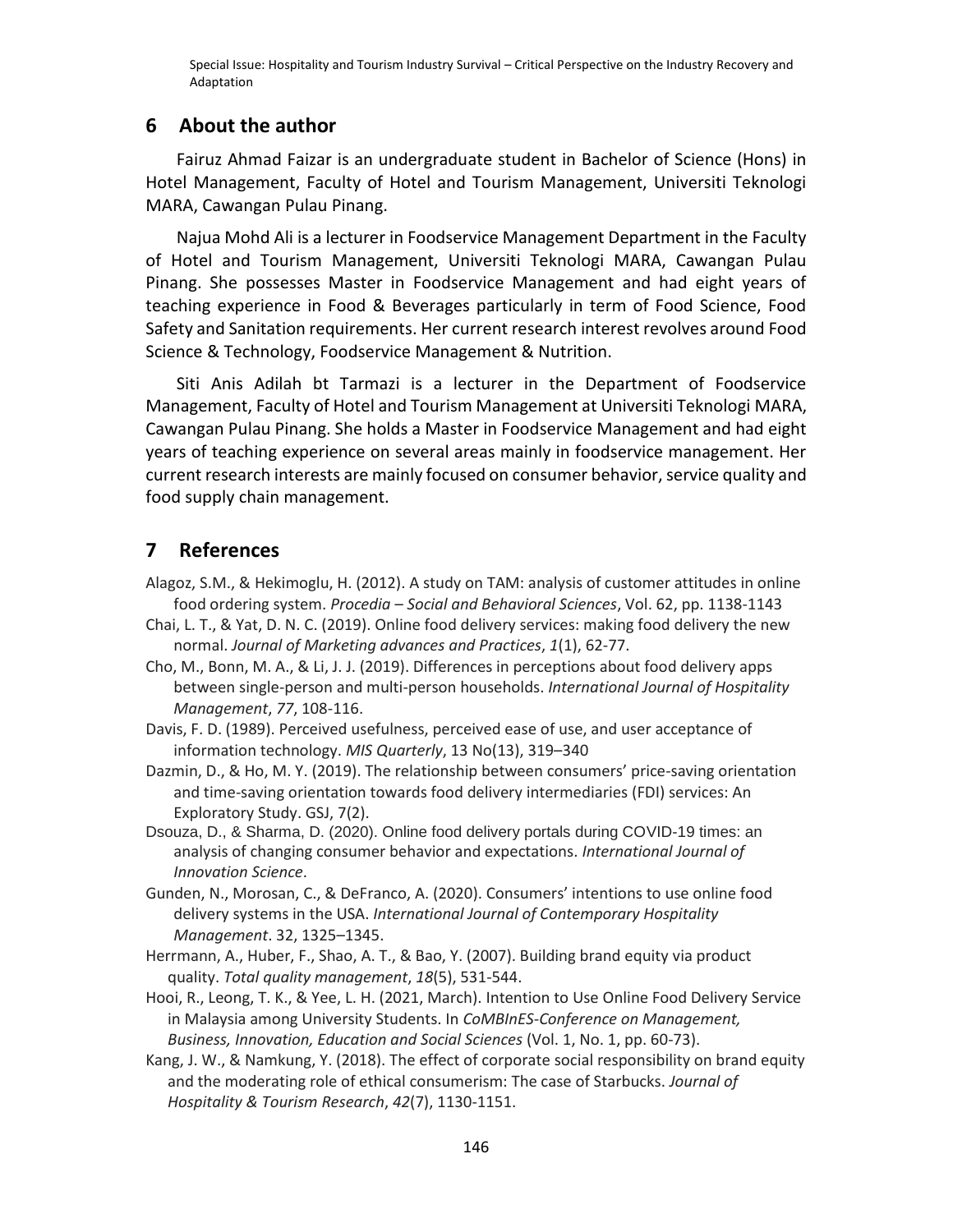## 6 About the author

Fairuz Ahmad Faizar is an undergraduate student in Bachelor of Science (Hons) in Hotel Management, Faculty of Hotel and Tourism Management, Universiti Teknologi MARA, Cawangan Pulau Pinang.

Najua Mohd Ali is a lecturer in Foodservice Management Department in the Faculty of Hotel and Tourism Management, Universiti Teknologi MARA, Cawangan Pulau Pinang. She possesses Master in Foodservice Management and had eight years of teaching experience in Food & Beverages particularly in term of Food Science, Food Safety and Sanitation requirements. Her current research interest revolves around Food Science & Technology, Foodservice Management & Nutrition.

Siti Anis Adilah bt Tarmazi is a lecturer in the Department of Foodservice Management, Faculty of Hotel and Tourism Management at Universiti Teknologi MARA, Cawangan Pulau Pinang. She holds a Master in Foodservice Management and had eight years of teaching experience on several areas mainly in foodservice management. Her current research interests are mainly focused on consumer behavior, service quality and food supply chain management.

## 7 References

Alagoz, S.M., & Hekimoglu, H. (2012). A study on TAM: analysis of customer attitudes in online food ordering system. *Procedia – Social and Behavioral Sciences*, Vol. 62, pp. 1138-1143

Chai, L. T., & Yat, D. N. C. (2019). Online food delivery services: making food delivery the new normal. *Journal of Marketing advances and Practices*, *1*(1), 62-77.

Cho, M., Bonn, M. A., & Li, J. J. (2019). Differences in perceptions about food delivery apps between single-person and multi-person households. *International Journal of Hospitality Management*, *77*, 108-116.

Davis, F. D. (1989). Perceived usefulness, perceived ease of use, and user acceptance of information technology. *MIS Quarterly*, 13 No(13), 319–340

Dazmin, D., & Ho, M. Y. (2019). The relationship between consumers' price-saving orientation and time-saving orientation towards food delivery intermediaries (FDI) services: An Exploratory Study. GSJ, 7(2).

Dsouza, D., & Sharma, D. (2020). Online food delivery portals during COVID-19 times: an analysis of changing consumer behavior and expectations. *International Journal of Innovation Science*.

Gunden, N., Morosan, C., & DeFranco, A. (2020). Consumers' intentions to use online food delivery systems in the USA. *International Journal of Contemporary Hospitality Management*. 32, 1325–1345.

Herrmann, A., Huber, F., Shao, A. T., & Bao, Y. (2007). Building brand equity via product quality. *Total quality management*, *18*(5), 531-544.

Hooi, R., Leong, T. K., & Yee, L. H. (2021, March). Intention to Use Online Food Delivery Service in Malaysia among University Students. In *CoMBInES-Conference on Management, Business, Innovation, Education and Social Sciences* (Vol. 1, No. 1, pp. 60-73).

Kang, J. W., & Namkung, Y. (2018). The effect of corporate social responsibility on brand equity and the moderating role of ethical consumerism: The case of Starbucks. *Journal of Hospitality & Tourism Research*, *42*(7), 1130-1151.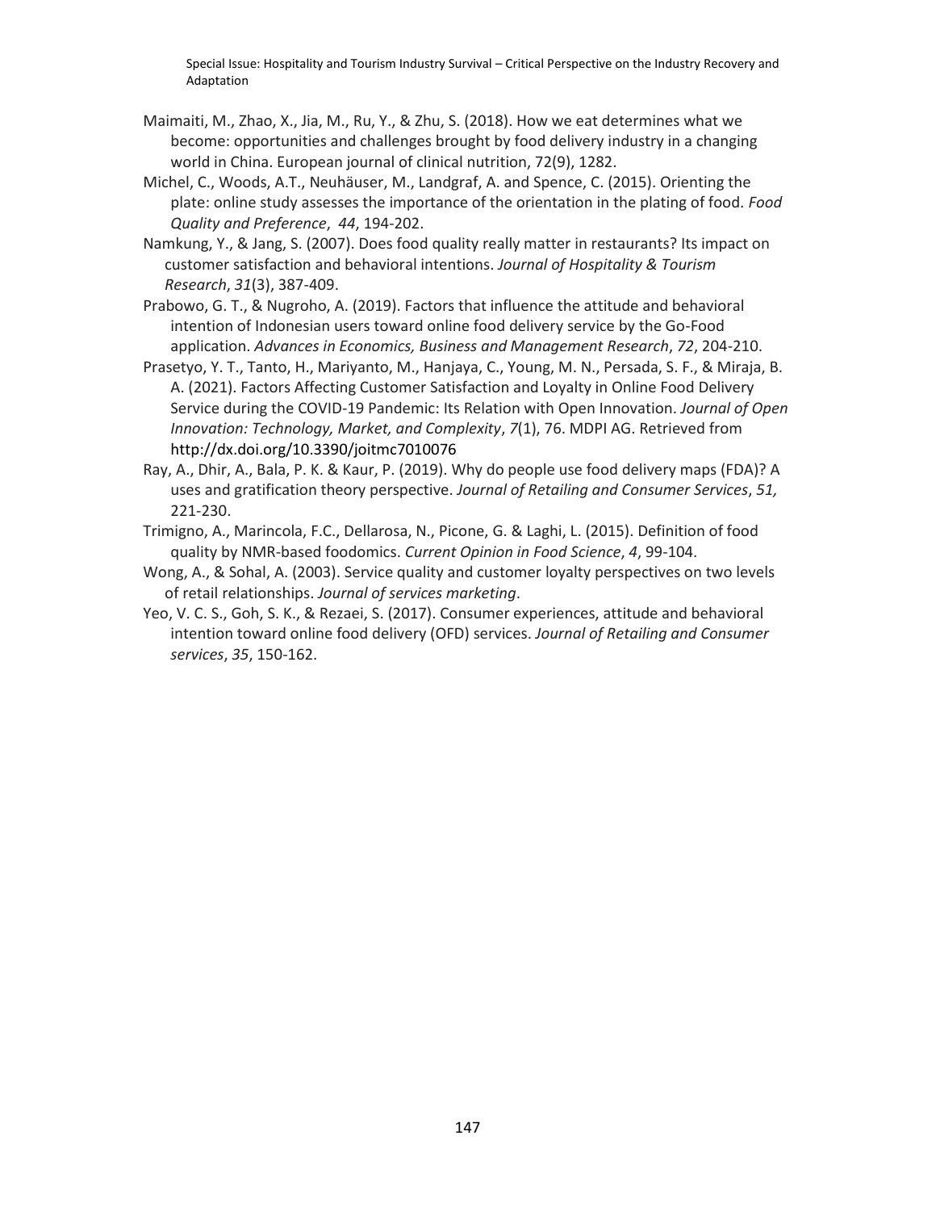Maimaiti, M., Zhao, X., Jia, M., Ru, Y., & Zhu, S. (2018). How we eat determines what we become: opportunities and challenges brought by food delivery industry in a changing world in China. European journal of clinical nutrition, 72(9), 1282.

Michel, C., Woods, A.T., Neuhäuser, M., Landgraf, A. and Spence, C. (2015). Orienting the plate: online study assesses the importance of the orientation in the plating of food. *Food Quality and Preference*, *44*, 194-202.

Namkung, Y., & Jang, S. (2007). Does food quality really matter in restaurants? Its impact on customer satisfaction and behavioral intentions. *Journal of Hospitality & Tourism Research*, *31*(3), 387-409.

Prabowo, G. T., & Nugroho, A. (2019). Factors that influence the attitude and behavioral intention of Indonesian users toward online food delivery service by the Go-Food application. *Advances in Economics, Business and Management Research*, *72*, 204-210.

Prasetyo, Y. T., Tanto, H., Mariyanto, M., Hanjaya, C., Young, M. N., Persada, S. F., & Miraja, B. A. (2021). Factors Affecting Customer Satisfaction and Loyalty in Online Food Delivery Service during the COVID-19 Pandemic: Its Relation with Open Innovation. *Journal of Open Innovation: Technology, Market, and Complexity*, *7*(1), 76. MDPI AG. Retrieved from http://dx.doi.org/10.3390/joitmc7010076

Ray, A., Dhir, A., Bala, P. K. & Kaur, P. (2019). Why do people use food delivery maps (FDA)? A uses and gratification theory perspective. *Journal of Retailing and Consumer Services*, *51,* 221-230.

Trimigno, A., Marincola, F.C., Dellarosa, N., Picone, G. & Laghi, L. (2015). Definition of food quality by NMR-based foodomics. *Current Opinion in Food Science*, *4*, 99-104.

Wong, A., & Sohal, A. (2003). Service quality and customer loyalty perspectives on two levels of retail relationships. *Journal of services marketing*.

Yeo, V. C. S., Goh, S. K., & Rezaei, S. (2017). Consumer experiences, attitude and behavioral intention toward online food delivery (OFD) services. *Journal of Retailing and Consumer services*, *35*, 150-162.